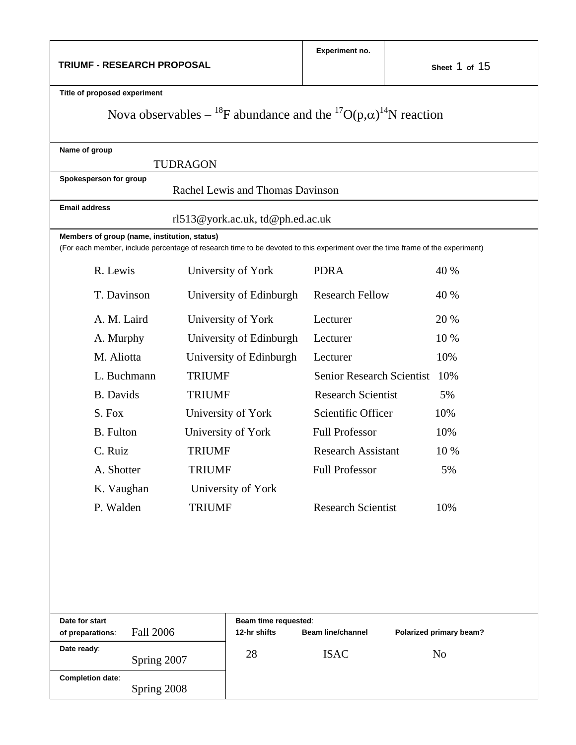**TRIUMF - RESEARCH PROPOSAL**

**Experiment no.**

**Title of proposed experiment**

# Nova observables – $^{18}$F abundance and the $^{17}O(p,\alpha)^{14}N$ reaction

**Name of group**

TUDRAGON

**Spokesperson for group**

Rachel Lewis and Thomas Davinson

**Email address**

rl513@york.ac.uk, td@ph.ed.ac.uk

**Members of group (name, institution, status)**

(For each member, include percentage of research time to be devoted to this experiment over the time frame of the experiment)

| Name | Institution | Status | Time |
|---|---|---|---|
| R. Lewis | University of York | PDRA | 40 % |
| T. Davinson | University of Edinburgh | Research Fellow | 40 % |
| A. M. Laird | University of York | Lecturer | 20 % |
| A. Murphy | University of Edinburgh | Lecturer | 10 % |
| M. Aliotta | University of Edinburgh | Lecturer | 10% |
| L. Buchmann | TRIUMF | Senior Research Scientist | 10% |
| B. Davids | TRIUMF | Research Scientist | 5% |
| S. Fox | University of York | Scientific Officer | 10% |
| B. Fulton | University of York | Full Professor | 10% |
| C. Ruiz | TRIUMF | Research Assistant | 10 % |
| A. Shotter | TRIUMF | Full Professor | 5% |
| K. Vaughan | University of York | | |
| P. Walden | TRIUMF | Research Scientist | 10% |

| **Date for start of preparations**: Fall 2006 | **Beam time requested**: | | |
|---|---|---|---|
| | **12-hr shifts** | **Beam line/channel** | **Polarized primary beam?** |
| **Date ready**: Spring 2007 | 28 | ISAC | No |
| **Completion date**: Spring 2008 | | | |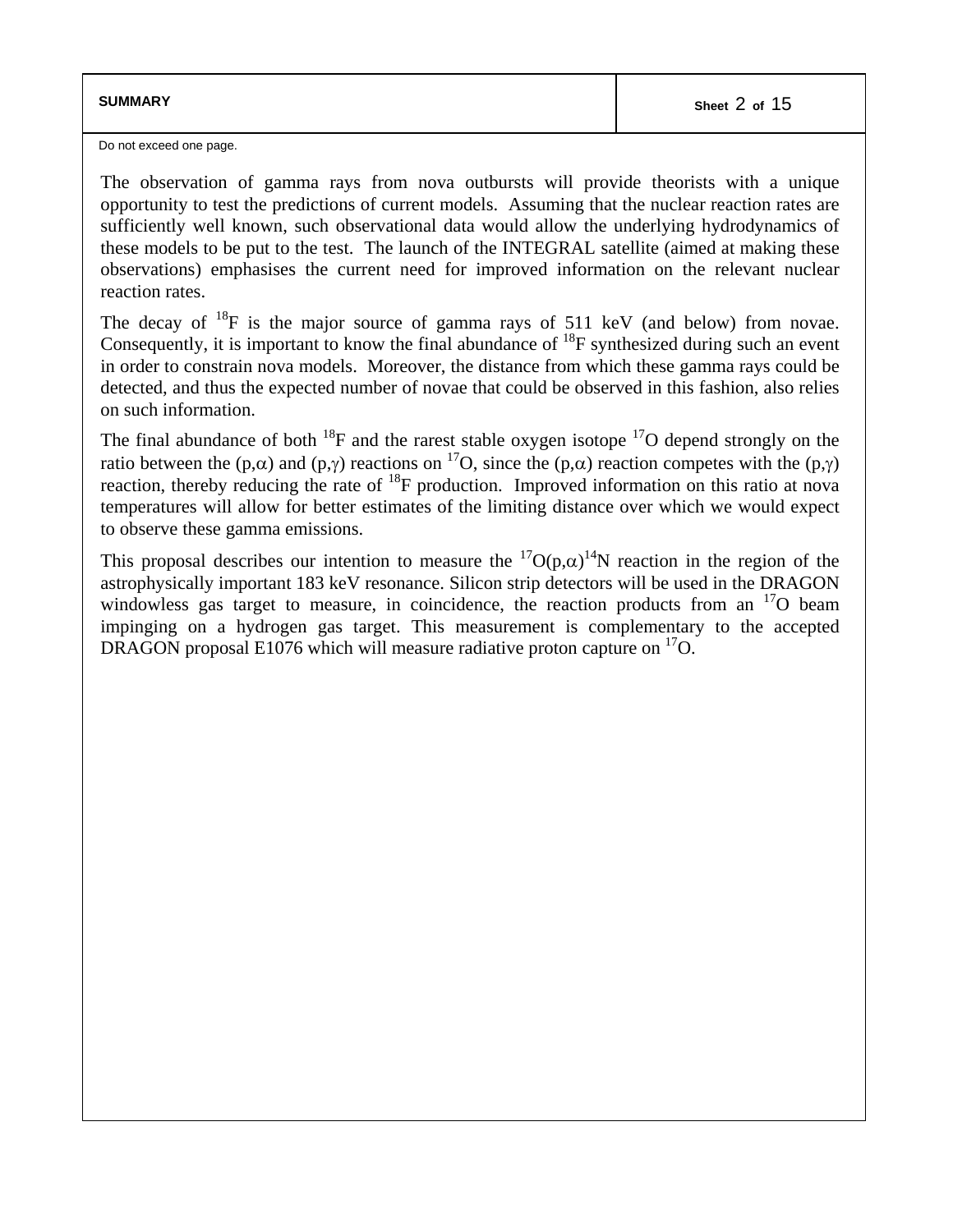## SUMMARY

Do not exceed one page.

The observation of gamma rays from nova outbursts will provide theorists with a unique opportunity to test the predictions of current models. Assuming that the nuclear reaction rates are sufficiently well known, such observational data would allow the underlying hydrodynamics of these models to be put to the test. The launch of the INTEGRAL satellite (aimed at making these observations) emphasises the current need for improved information on the relevant nuclear reaction rates.

The decay of $^{18}F$ is the major source of gamma rays of 511 keV (and below) from novae. Consequently, it is important to know the final abundance of $^{18}F$ synthesized during such an event in order to constrain nova models. Moreover, the distance from which these gamma rays could be detected, and thus the expected number of novae that could be observed in this fashion, also relies on such information.

The final abundance of both $^{18}F$ and the rarest stable oxygen isotope $^{17}O$ depend strongly on the ratio between the $(p,\alpha)$ and $(p,\gamma)$ reactions on $^{17}O$, since the $(p,\alpha)$ reaction competes with the $(p,\gamma)$ reaction, thereby reducing the rate of $^{18}F$ production. Improved information on this ratio at nova temperatures will allow for better estimates of the limiting distance over which we would expect to observe these gamma emissions.

This proposal describes our intention to measure the $^{17}O(p,\alpha)^{14}N$ reaction in the region of the astrophysically important 183 keV resonance. Silicon strip detectors will be used in the DRAGON windowless gas target to measure, in coincidence, the reaction products from an $^{17}O$ beam impinging on a hydrogen gas target. This measurement is complementary to the accepted DRAGON proposal E1076 which will measure radiative proton capture on $^{17}O$.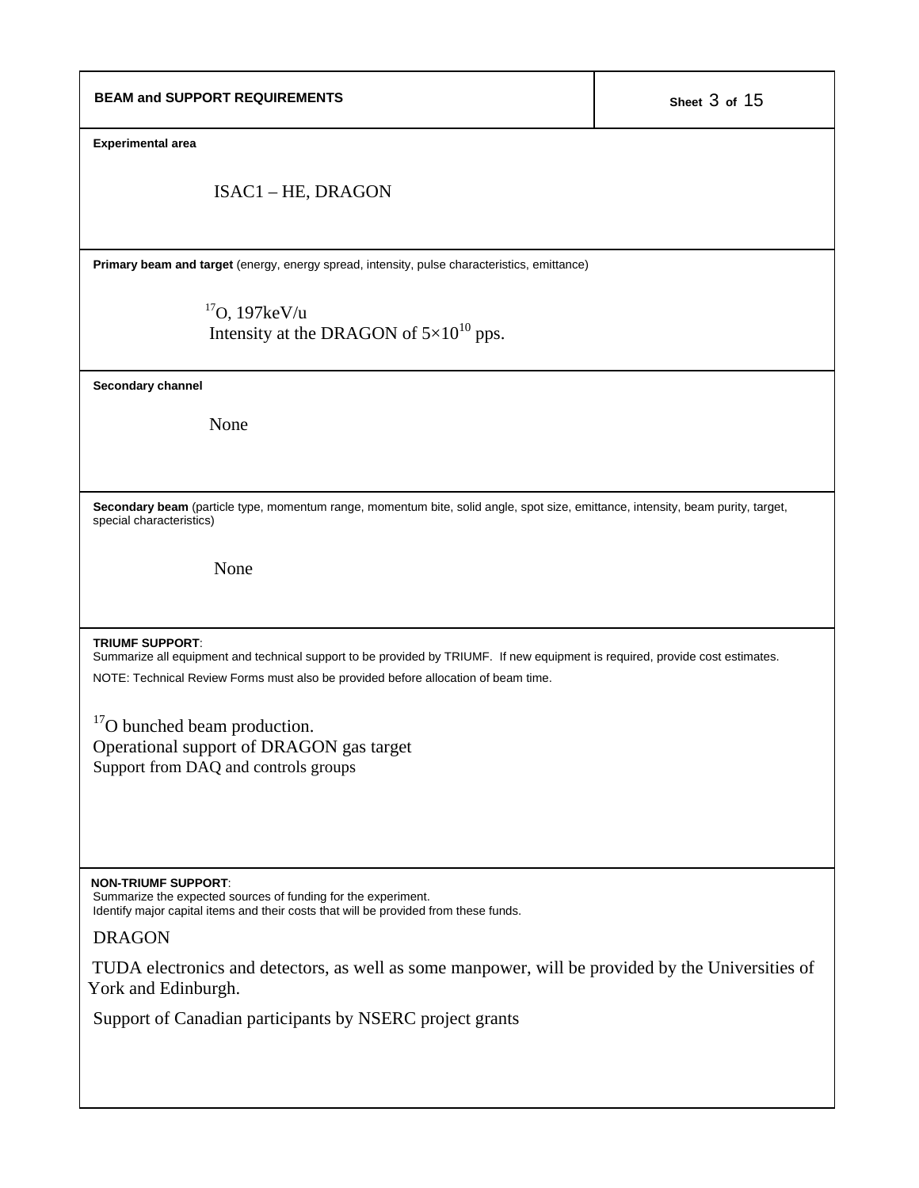**BEAM and SUPPORT REQUIREMENTS**

**Experimental area**

ISAC1 – HE, DRAGON

**Primary beam and target** (energy, energy spread, intensity, pulse characteristics, emittance)

$^{17}$O, 197keV/u
Intensity at the DRAGON of $5\times10^{10}$ pps.

**Secondary channel**

None

**Secondary beam** (particle type, momentum range, momentum bite, solid angle, spot size, emittance, intensity, beam purity, target, special characteristics)

None

**TRIUMF SUPPORT**:
Summarize all equipment and technical support to be provided by TRIUMF. If new equipment is required, provide cost estimates.

NOTE: Technical Review Forms must also be provided before allocation of beam time.

$^{17}$O bunched beam production.
Operational support of DRAGON gas target
Support from DAQ and controls groups

**NON-TRIUMF SUPPORT**:
Summarize the expected sources of funding for the experiment.
Identify major capital items and their costs that will be provided from these funds.

DRAGON

TUDA electronics and detectors, as well as some manpower, will be provided by the Universities of York and Edinburgh.

Support of Canadian participants by NSERC project grants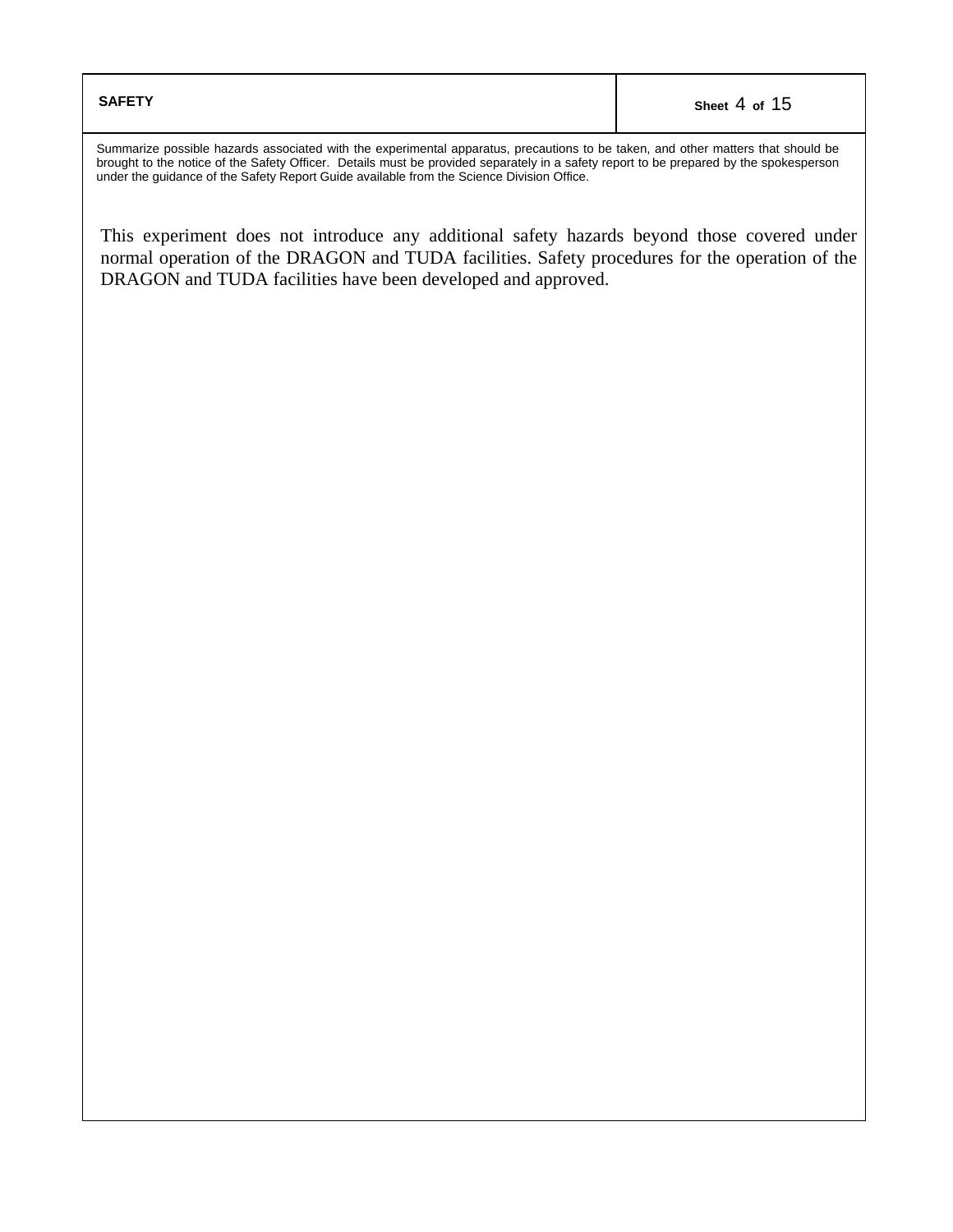## SAFETY

Summarize possible hazards associated with the experimental apparatus, precautions to be taken, and other matters that should be brought to the notice of the Safety Officer. Details must be provided separately in a safety report to be prepared by the spokesperson under the guidance of the Safety Report Guide available from the Science Division Office.

This experiment does not introduce any additional safety hazards beyond those covered under normal operation of the DRAGON and TUDA facilities. Safety procedures for the operation of the DRAGON and TUDA facilities have been developed and approved.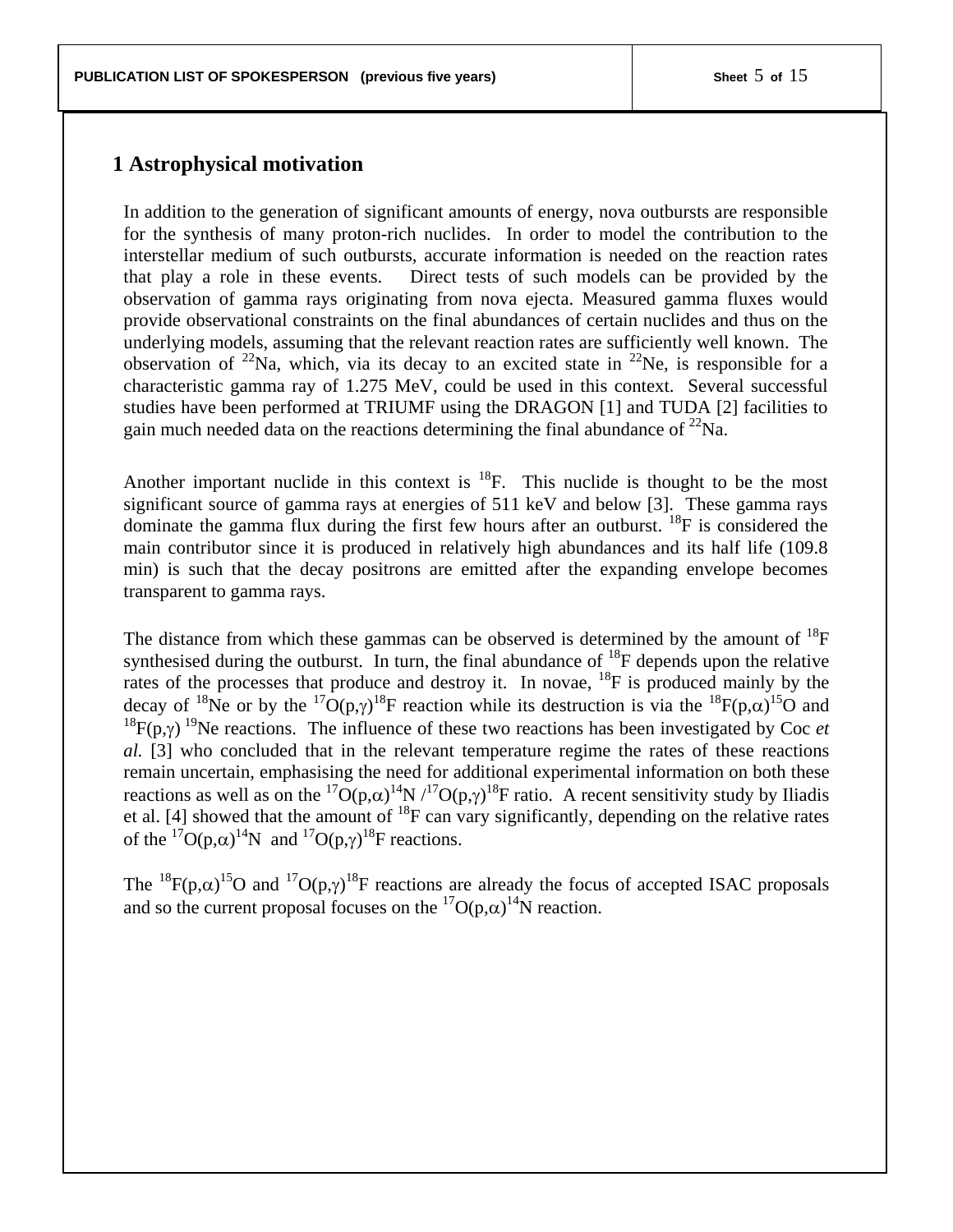# 1 Astrophysical motivation

In addition to the generation of significant amounts of energy, nova outbursts are responsible for the synthesis of many proton-rich nuclides. In order to model the contribution to the interstellar medium of such outbursts, accurate information is needed on the reaction rates that play a role in these events. Direct tests of such models can be provided by the observation of gamma rays originating from nova ejecta. Measured gamma fluxes would provide observational constraints on the final abundances of certain nuclides and thus on the underlying models, assuming that the relevant reaction rates are sufficiently well known. The observation of $^{22}$Na, which, via its decay to an excited state in $^{22}$Ne, is responsible for a characteristic gamma ray of 1.275 MeV, could be used in this context. Several successful studies have been performed at TRIUMF using the DRAGON [1] and TUDA [2] facilities to gain much needed data on the reactions determining the final abundance of $^{22}$Na.

Another important nuclide in this context is $^{18}$F. This nuclide is thought to be the most significant source of gamma rays at energies of 511 keV and below [3]. These gamma rays dominate the gamma flux during the first few hours after an outburst. $^{18}$F is considered the main contributor since it is produced in relatively high abundances and its half life (109.8 min) is such that the decay positrons are emitted after the expanding envelope becomes transparent to gamma rays.

The distance from which these gammas can be observed is determined by the amount of $^{18}$F synthesised during the outburst. In turn, the final abundance of $^{18}$F depends upon the relative rates of the processes that produce and destroy it. In novae, $^{18}$F is produced mainly by the decay of $^{18}$Ne or by the $^{17}$O(p,$\gamma$)$^{18}$F reaction while its destruction is via the $^{18}$F(p,$\alpha$)$^{15}$O and $^{18}$F(p,$\gamma$) $^{19}$Ne reactions. The influence of these two reactions has been investigated by Coc *et al.* [3] who concluded that in the relevant temperature regime the rates of these reactions remain uncertain, emphasising the need for additional experimental information on both these reactions as well as on the $^{17}$O(p,$\alpha$)$^{14}$N /$^{17}$O(p,$\gamma$)$^{18}$F ratio. A recent sensitivity study by Iliadis et al. [4] showed that the amount of $^{18}$F can vary significantly, depending on the relative rates of the $^{17}$O(p,$\alpha$)$^{14}$N and $^{17}$O(p,$\gamma$)$^{18}$F reactions.

The $^{18}$F(p,$\alpha$)$^{15}$O and $^{17}$O(p,$\gamma$)$^{18}$F reactions are already the focus of accepted ISAC proposals and so the current proposal focuses on the $^{17}$O(p,$\alpha$)$^{14}$N reaction.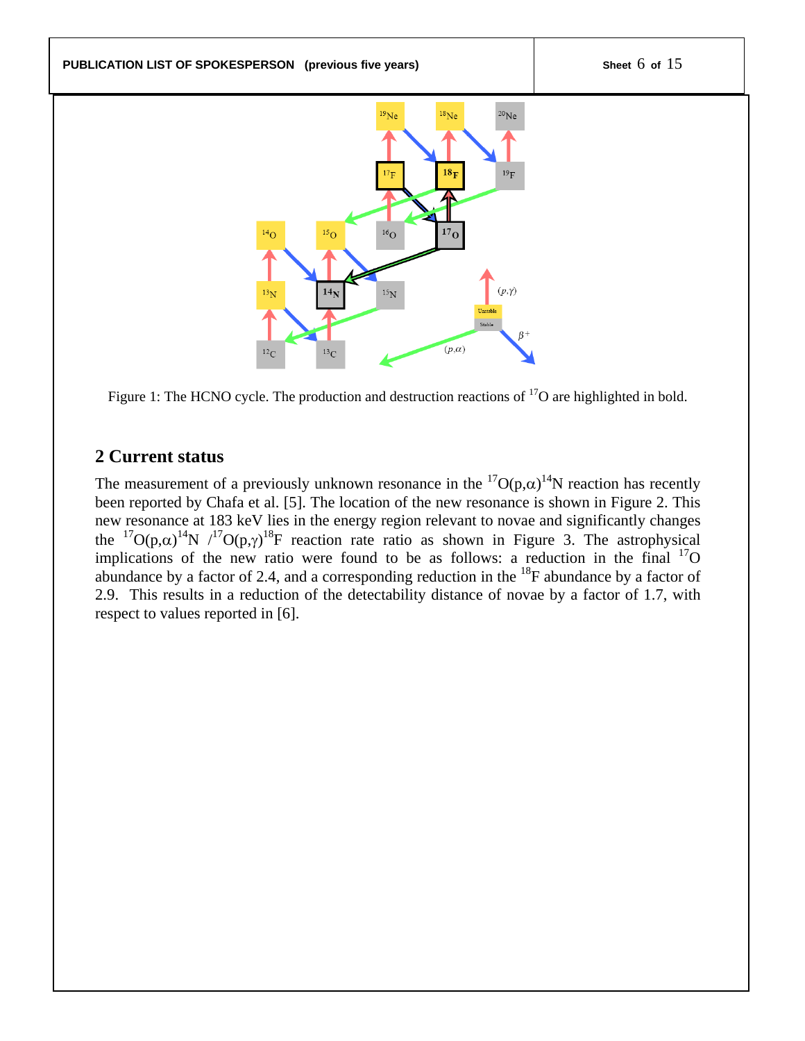Figure 1: The HCNO cycle. The production and destruction reactions of $^{17}$O are highlighted in bold.

## 2 Current status

The measurement of a previously unknown resonance in the $^{17}$O(p,$\alpha$)$^{14}$N reaction has recently been reported by Chafa et al. [5]. The location of the new resonance is shown in Figure 2. This new resonance at 183 keV lies in the energy region relevant to novae and significantly changes the $^{17}$O(p,$\alpha$)$^{14}$N /$^{17}$O(p,$\gamma$)$^{18}$F reaction rate ratio as shown in Figure 3. The astrophysical implications of the new ratio were found to be as follows: a reduction in the final $^{17}$O abundance by a factor of 2.4, and a corresponding reduction in the $^{18}$F abundance by a factor of 2.9. This results in a reduction of the detectability distance of novae by a factor of 1.7, with respect to values reported in [6].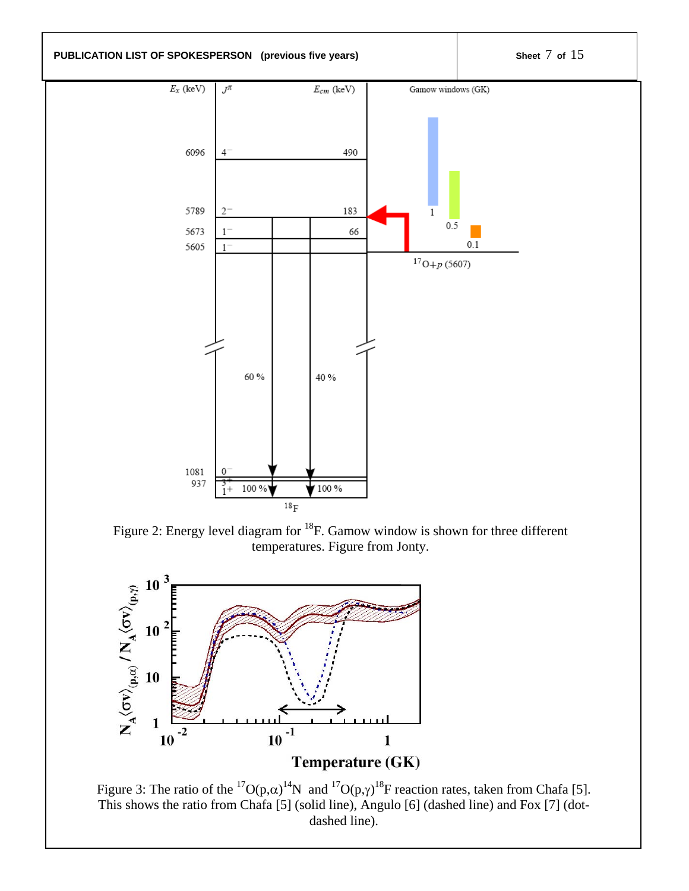Figure 2: Energy level diagram for $^{18}$F. Gamow window is shown for three different temperatures. Figure from Jonty.

Figure 3: The ratio of the $^{17}O(p,\alpha)^{14}N$ and $^{17}O(p,\gamma)^{18}F$ reaction rates, taken from Chafa [5]. This shows the ratio from Chafa [5] (solid line), Angulo [6] (dashed line) and Fox [7] (dot-dashed line).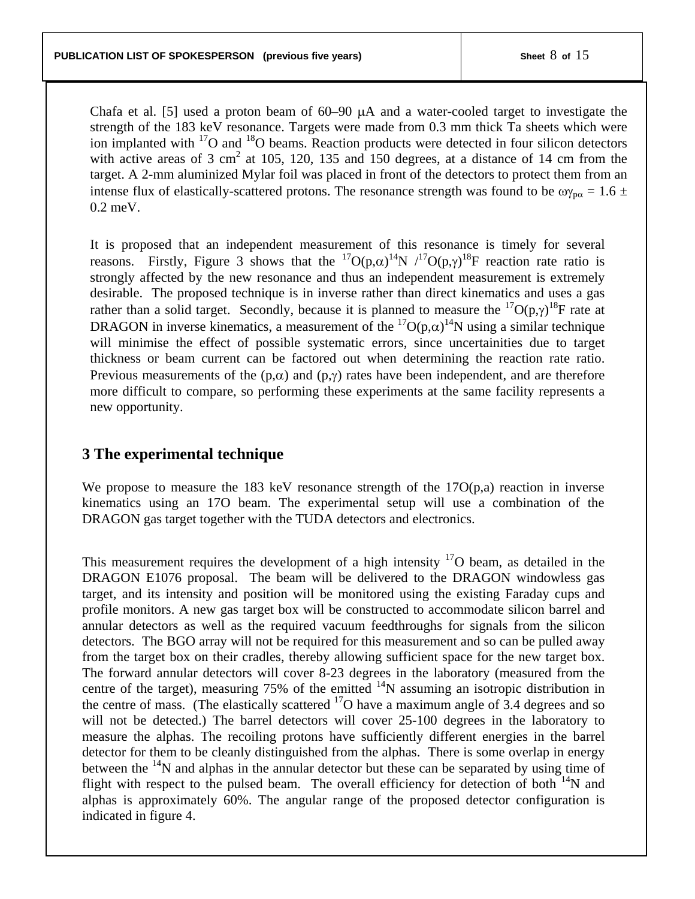Chafa et al. [5] used a proton beam of 60–90 μA and a water-cooled target to investigate the strength of the 183 keV resonance. Targets were made from 0.3 mm thick Ta sheets which were ion implanted with $^{17}$O and $^{18}$O beams. Reaction products were detected in four silicon detectors with active areas of 3 cm$^2$ at 105, 120, 135 and 150 degrees, at a distance of 14 cm from the target. A 2-mm aluminized Mylar foil was placed in front of the detectors to protect them from an intense flux of elastically-scattered protons. The resonance strength was found to be $\omega\gamma_{p\alpha} = 1.6 \pm 0.2$ meV.

It is proposed that an independent measurement of this resonance is timely for several reasons. Firstly, Figure 3 shows that the $^{17}$O(p,$\alpha$)$^{14}$N /$^{17}$O(p,$\gamma$)$^{18}$F reaction rate ratio is strongly affected by the new resonance and thus an independent measurement is extremely desirable. The proposed technique is in inverse rather than direct kinematics and uses a gas rather than a solid target. Secondly, because it is planned to measure the $^{17}$O(p,$\gamma$)$^{18}$F rate at DRAGON in inverse kinematics, a measurement of the $^{17}$O(p,$\alpha$)$^{14}$N using a similar technique will minimise the effect of possible systematic errors, since uncertainities due to target thickness or beam current can be factored out when determining the reaction rate ratio. Previous measurements of the (p,$\alpha$) and (p,$\gamma$) rates have been independent, and are therefore more difficult to compare, so performing these experiments at the same facility represents a new opportunity.

## 3 The experimental technique

We propose to measure the 183 keV resonance strength of the 17O(p,a) reaction in inverse kinematics using an 17O beam. The experimental setup will use a combination of the DRAGON gas target together with the TUDA detectors and electronics.

This measurement requires the development of a high intensity $^{17}$O beam, as detailed in the DRAGON E1076 proposal. The beam will be delivered to the DRAGON windowless gas target, and its intensity and position will be monitored using the existing Faraday cups and profile monitors. A new gas target box will be constructed to accommodate silicon barrel and annular detectors as well as the required vacuum feedthroughs for signals from the silicon detectors. The BGO array will not be required for this measurement and so can be pulled away from the target box on their cradles, thereby allowing sufficient space for the new target box. The forward annular detectors will cover 8-23 degrees in the laboratory (measured from the centre of the target), measuring 75% of the emitted $^{14}$N assuming an isotropic distribution in the centre of mass. (The elastically scattered $^{17}$O have a maximum angle of 3.4 degrees and so will not be detected.) The barrel detectors will cover 25-100 degrees in the laboratory to measure the alphas. The recoiling protons have sufficiently different energies in the barrel detector for them to be cleanly distinguished from the alphas. There is some overlap in energy between the $^{14}$N and alphas in the annular detector but these can be separated by using time of flight with respect to the pulsed beam. The overall efficiency for detection of both $^{14}$N and alphas is approximately 60%. The angular range of the proposed detector configuration is indicated in figure 4.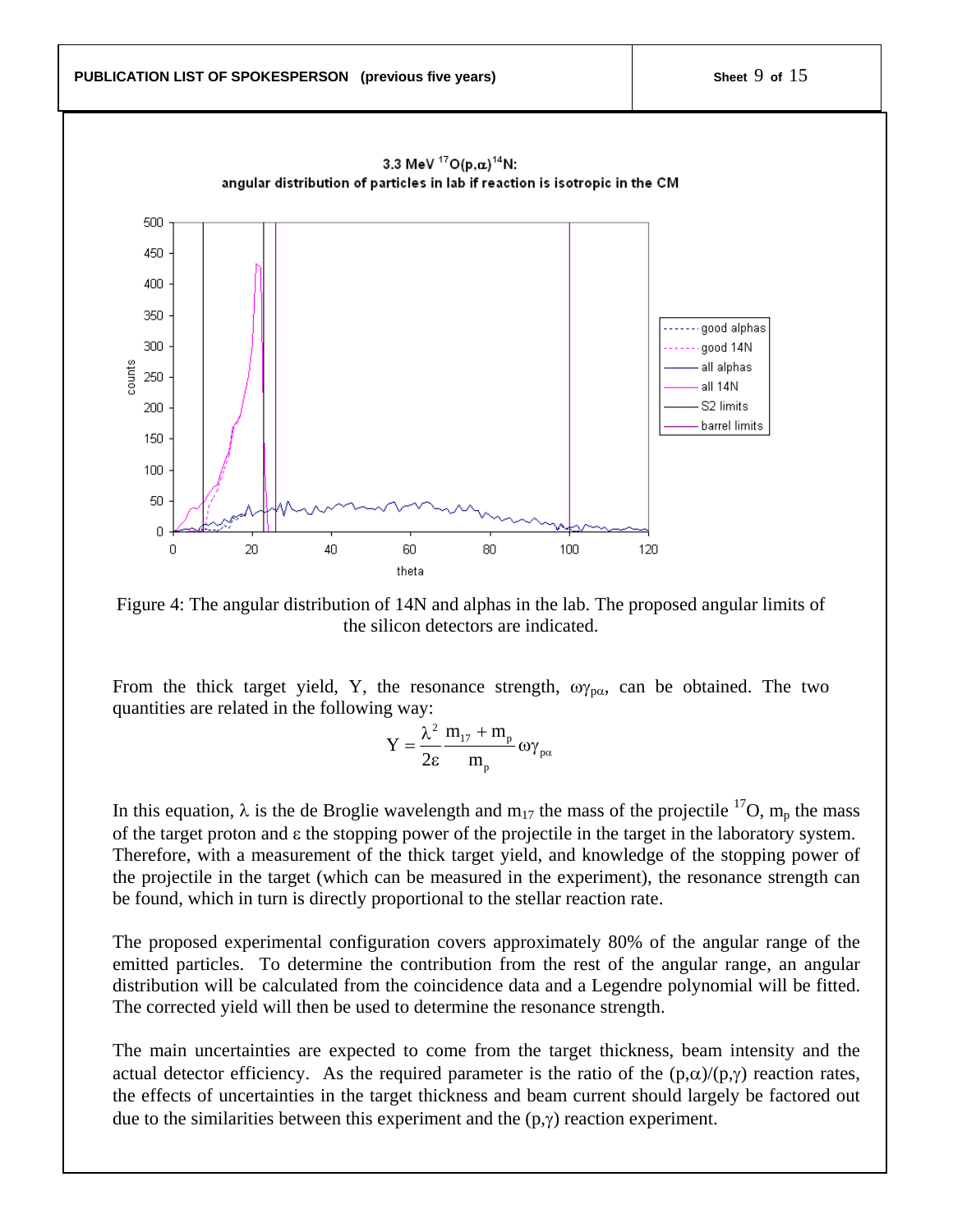Figure 4: The angular distribution of 14N and alphas in the lab. The proposed angular limits of the silicon detectors are indicated.

From the thick target yield, Y, the resonance strength, $\omega\gamma_{p\alpha}$, can be obtained. The two quantities are related in the following way:

$$Y = \frac{\lambda^2}{2\varepsilon} \frac{m_{17} + m_p}{m_p} \omega\gamma_{p\alpha}$$

In this equation, $\lambda$ is the de Broglie wavelength and $m_{17}$ the mass of the projectile $^{17}O$, $m_p$ the mass of the target proton and $\varepsilon$ the stopping power of the projectile in the target in the laboratory system. Therefore, with a measurement of the thick target yield, and knowledge of the stopping power of the projectile in the target (which can be measured in the experiment), the resonance strength can be found, which in turn is directly proportional to the stellar reaction rate.

The proposed experimental configuration covers approximately 80% of the angular range of the emitted particles. To determine the contribution from the rest of the angular range, an angular distribution will be calculated from the coincidence data and a Legendre polynomial will be fitted. The corrected yield will then be used to determine the resonance strength.

The main uncertainties are expected to come from the target thickness, beam intensity and the actual detector efficiency. As the required parameter is the ratio of the $(p,\alpha)/(p,\gamma)$ reaction rates, the effects of uncertainties in the target thickness and beam current should largely be factored out due to the similarities between this experiment and the $(p,\gamma)$ reaction experiment.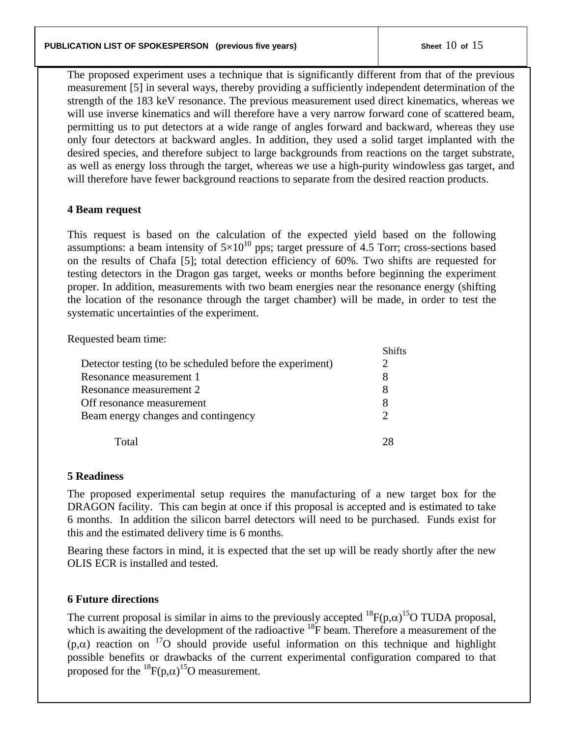The proposed experiment uses a technique that is significantly different from that of the previous measurement [5] in several ways, thereby providing a sufficiently independent determination of the strength of the 183 keV resonance. The previous measurement used direct kinematics, whereas we will use inverse kinematics and will therefore have a very narrow forward cone of scattered beam, permitting us to put detectors at a wide range of angles forward and backward, whereas they use only four detectors at backward angles. In addition, they used a solid target implanted with the desired species, and therefore subject to large backgrounds from reactions on the target substrate, as well as energy loss through the target, whereas we use a high-purity windowless gas target, and will therefore have fewer background reactions to separate from the desired reaction products.

## 4 Beam request

This request is based on the calculation of the expected yield based on the following assumptions: a beam intensity of $5\times10^{10}$ pps; target pressure of 4.5 Torr; cross-sections based on the results of Chafa [5]; total detection efficiency of 60%. Two shifts are requested for testing detectors in the Dragon gas target, weeks or months before beginning the experiment proper. In addition, measurements with two beam energies near the resonance energy (shifting the location of the resonance through the target chamber) will be made, in order to test the systematic uncertainties of the experiment.

Requested beam time:

| | Shifts |
|---|---|
| Detector testing (to be scheduled before the experiment) | 2 |
| Resonance measurement 1 | 8 |
| Resonance measurement 2 | 8 |
| Off resonance measurement | 8 |
| Beam energy changes and contingency | 2 |
| Total | 28 |

## 5 Readiness

The proposed experimental setup requires the manufacturing of a new target box for the DRAGON facility. This can begin at once if this proposal is accepted and is estimated to take 6 months. In addition the silicon barrel detectors will need to be purchased. Funds exist for this and the estimated delivery time is 6 months.

Bearing these factors in mind, it is expected that the set up will be ready shortly after the new OLIS ECR is installed and tested.

## 6 Future directions

The current proposal is similar in aims to the previously accepted $^{18}F(p,\alpha)^{15}O$ TUDA proposal, which is awaiting the development of the radioactive $^{18}F$ beam. Therefore a measurement of the $(p,\alpha)$ reaction on $^{17}O$ should provide useful information on this technique and highlight possible benefits or drawbacks of the current experimental configuration compared to that proposed for the $^{18}F(p,\alpha)^{15}O$ measurement.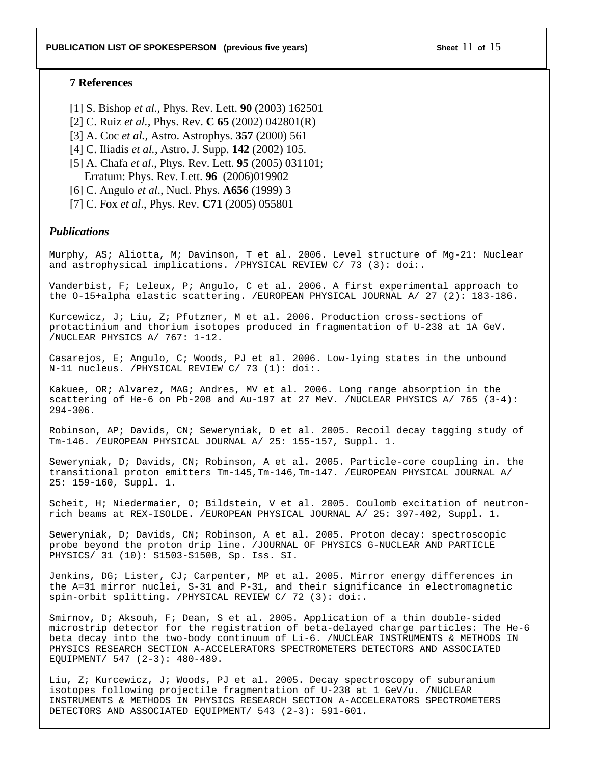## 7 References

[1] S. Bishop *et al.*, Phys. Rev. Lett. **90** (2003) 162501
[2] C. Ruiz *et al.*, Phys. Rev. **C 65** (2002) 042801(R)
[3] A. Coc *et al.*, Astro. Astrophys. **357** (2000) 561
[4] C. Iliadis *et al.*, Astro. J. Supp. **142** (2002) 105.
[5] A. Chafa *et al*., Phys. Rev. Lett. **95** (2005) 031101;
Erratum: Phys. Rev. Lett. **96** (2006)019902
[6] C. Angulo *et al*., Nucl. Phys. **A656** (1999) 3
[7] C. Fox *et al*., Phys. Rev. **C71** (2005) 055801

### *Publications*

Murphy, AS; Aliotta, M; Davinson, T et al. 2006. Level structure of Mg-21: Nuclear and astrophysical implications. /PHYSICAL REVIEW C/ 73 (3): doi:.

Vanderbist, F; Leleux, P; Angulo, C et al. 2006. A first experimental approach to the O-15+alpha elastic scattering. /EUROPEAN PHYSICAL JOURNAL A/ 27 (2): 183-186.

Kurcewicz, J; Liu, Z; Pfutzner, M et al. 2006. Production cross-sections of protactinium and thorium isotopes produced in fragmentation of U-238 at 1A GeV. /NUCLEAR PHYSICS A/ 767: 1-12.

Casarejos, E; Angulo, C; Woods, PJ et al. 2006. Low-lying states in the unbound N-11 nucleus. /PHYSICAL REVIEW C/ 73 (1): doi:.

Kakuee, OR; Alvarez, MAG; Andres, MV et al. 2006. Long range absorption in the scattering of He-6 on Pb-208 and Au-197 at 27 MeV. /NUCLEAR PHYSICS A/ 765 (3-4): 294-306.

Robinson, AP; Davids, CN; Seweryniak, D et al. 2005. Recoil decay tagging study of Tm-146. /EUROPEAN PHYSICAL JOURNAL A/ 25: 155-157, Suppl. 1.

Seweryniak, D; Davids, CN; Robinson, A et al. 2005. Particle-core coupling in. the transitional proton emitters Tm-145,Tm-146,Tm-147. /EUROPEAN PHYSICAL JOURNAL A/ 25: 159-160, Suppl. 1.

Scheit, H; Niedermaier, O; Bildstein, V et al. 2005. Coulomb excitation of neutron-rich beams at REX-ISOLDE. /EUROPEAN PHYSICAL JOURNAL A/ 25: 397-402, Suppl. 1.

Seweryniak, D; Davids, CN; Robinson, A et al. 2005. Proton decay: spectroscopic probe beyond the proton drip line. /JOURNAL OF PHYSICS G-NUCLEAR AND PARTICLE PHYSICS/ 31 (10): S1503-S1508, Sp. Iss. SI.

Jenkins, DG; Lister, CJ; Carpenter, MP et al. 2005. Mirror energy differences in the A=31 mirror nuclei, S-31 and P-31, and their significance in electromagnetic spin-orbit splitting. /PHYSICAL REVIEW C/ 72 (3): doi:.

Smirnov, D; Aksouh, F; Dean, S et al. 2005. Application of a thin double-sided microstrip detector for the registration of beta-delayed charge particles: The He-6 beta decay into the two-body continuum of Li-6. /NUCLEAR INSTRUMENTS & METHODS IN PHYSICS RESEARCH SECTION A-ACCELERATORS SPECTROMETERS DETECTORS AND ASSOCIATED EQUIPMENT/ 547 (2-3): 480-489.

Liu, Z; Kurcewicz, J; Woods, PJ et al. 2005. Decay spectroscopy of suburanium isotopes following projectile fragmentation of U-238 at 1 GeV/u. /NUCLEAR INSTRUMENTS & METHODS IN PHYSICS RESEARCH SECTION A-ACCELERATORS SPECTROMETERS DETECTORS AND ASSOCIATED EQUIPMENT/ 543 (2-3): 591-601.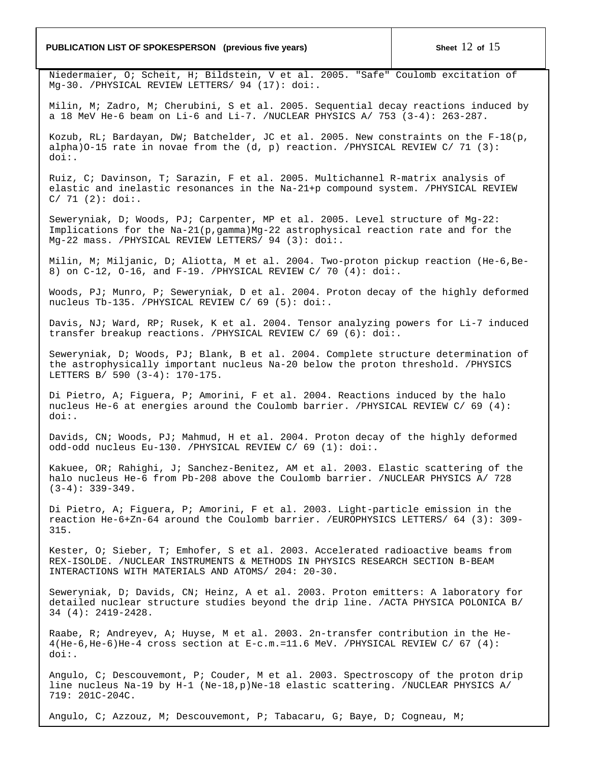Niedermaier, O; Scheit, H; Bildstein, V et al. 2005. "Safe" Coulomb excitation of Mg-30. /PHYSICAL REVIEW LETTERS/ 94 (17): doi:.

Milin, M; Zadro, M; Cherubini, S et al. 2005. Sequential decay reactions induced by a 18 MeV He-6 beam on Li-6 and Li-7. /NUCLEAR PHYSICS A/ 753 (3-4): 263-287.

Kozub, RL; Bardayan, DW; Batchelder, JC et al. 2005. New constraints on the F-18(p, alpha)O-15 rate in novae from the (d, p) reaction. /PHYSICAL REVIEW C/ 71 (3): doi:.

Ruiz, C; Davinson, T; Sarazin, F et al. 2005. Multichannel R-matrix analysis of elastic and inelastic resonances in the Na-21+p compound system. /PHYSICAL REVIEW C/ 71 (2): doi:.

Seweryniak, D; Woods, PJ; Carpenter, MP et al. 2005. Level structure of Mg-22: Implications for the Na-21(p,gamma)Mg-22 astrophysical reaction rate and for the Mg-22 mass. /PHYSICAL REVIEW LETTERS/ 94 (3): doi:.

Milin, M; Miljanic, D; Aliotta, M et al. 2004. Two-proton pickup reaction (He-6,Be-8) on C-12, O-16, and F-19. /PHYSICAL REVIEW C/ 70 (4): doi:.

Woods, PJ; Munro, P; Seweryniak, D et al. 2004. Proton decay of the highly deformed nucleus Tb-135. /PHYSICAL REVIEW C/ 69 (5): doi:.

Davis, NJ; Ward, RP; Rusek, K et al. 2004. Tensor analyzing powers for Li-7 induced transfer breakup reactions. /PHYSICAL REVIEW C/ 69 (6): doi:.

Seweryniak, D; Woods, PJ; Blank, B et al. 2004. Complete structure determination of the astrophysically important nucleus Na-20 below the proton threshold. /PHYSICS LETTERS B/ 590 (3-4): 170-175.

Di Pietro, A; Figuera, P; Amorini, F et al. 2004. Reactions induced by the halo nucleus He-6 at energies around the Coulomb barrier. /PHYSICAL REVIEW C/ 69 (4): doi:.

Davids, CN; Woods, PJ; Mahmud, H et al. 2004. Proton decay of the highly deformed odd-odd nucleus Eu-130. /PHYSICAL REVIEW C/ 69 (1): doi:.

Kakuee, OR; Rahighi, J; Sanchez-Benitez, AM et al. 2003. Elastic scattering of the halo nucleus He-6 from Pb-208 above the Coulomb barrier. /NUCLEAR PHYSICS A/ 728 (3-4): 339-349.

Di Pietro, A; Figuera, P; Amorini, F et al. 2003. Light-particle emission in the reaction He-6+Zn-64 around the Coulomb barrier. /EUROPHYSICS LETTERS/ 64 (3): 309-315.

Kester, O; Sieber, T; Emhofer, S et al. 2003. Accelerated radioactive beams from REX-ISOLDE. /NUCLEAR INSTRUMENTS & METHODS IN PHYSICS RESEARCH SECTION B-BEAM INTERACTIONS WITH MATERIALS AND ATOMS/ 204: 20-30.

Seweryniak, D; Davids, CN; Heinz, A et al. 2003. Proton emitters: A laboratory for detailed nuclear structure studies beyond the drip line. /ACTA PHYSICA POLONICA B/ 34 (4): 2419-2428.

Raabe, R; Andreyev, A; Huyse, M et al. 2003. 2n-transfer contribution in the He-4(He-6,He-6)He-4 cross section at E-c.m.=11.6 MeV. /PHYSICAL REVIEW C/ 67 (4): doi:.

Angulo, C; Descouvemont, P; Couder, M et al. 2003. Spectroscopy of the proton drip line nucleus Na-19 by H-1 (Ne-18,p)Ne-18 elastic scattering. /NUCLEAR PHYSICS A/ 719: 201C-204C.

Angulo, C; Azzouz, M; Descouvemont, P; Tabacaru, G; Baye, D; Cogneau, M;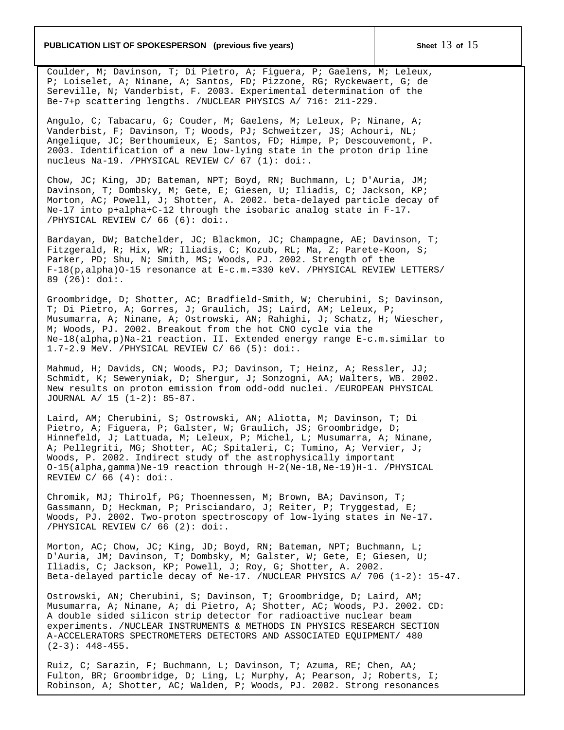Coulder, M; Davinson, T; Di Pietro, A; Figuera, P; Gaelens, M; Leleux, P; Loiselet, A; Ninane, A; Santos, FD; Pizzone, RG; Ryckewaert, G; de Sereville, N; Vanderbist, F. 2003. Experimental determination of the Be-7+p scattering lengths. /NUCLEAR PHYSICS A/ 716: 211-229.

Angulo, C; Tabacaru, G; Couder, M; Gaelens, M; Leleux, P; Ninane, A; Vanderbist, F; Davinson, T; Woods, PJ; Schweitzer, JS; Achouri, NL; Angelique, JC; Berthoumieux, E; Santos, FD; Himpe, P; Descouvemont, P. 2003. Identification of a new low-lying state in the proton drip line nucleus Na-19. /PHYSICAL REVIEW C/ 67 (1): doi:.

Chow, JC; King, JD; Bateman, NPT; Boyd, RN; Buchmann, L; D'Auria, JM; Davinson, T; Dombsky, M; Gete, E; Giesen, U; Iliadis, C; Jackson, KP; Morton, AC; Powell, J; Shotter, A. 2002. beta-delayed particle decay of Ne-17 into p+alpha+C-12 through the isobaric analog state in F-17. /PHYSICAL REVIEW C/ 66 (6): doi:.

Bardayan, DW; Batchelder, JC; Blackmon, JC; Champagne, AE; Davinson, T; Fitzgerald, R; Hix, WR; Iliadis, C; Kozub, RL; Ma, Z; Parete-Koon, S; Parker, PD; Shu, N; Smith, MS; Woods, PJ. 2002. Strength of the F-18(p,alpha)O-15 resonance at E-c.m.=330 keV. /PHYSICAL REVIEW LETTERS/ 89 (26): doi:.

Groombridge, D; Shotter, AC; Bradfield-Smith, W; Cherubini, S; Davinson, T; Di Pietro, A; Gorres, J; Graulich, JS; Laird, AM; Leleux, P; Musumarra, A; Ninane, A; Ostrowski, AN; Rahighi, J; Schatz, H; Wiescher, M; Woods, PJ. 2002. Breakout from the hot CNO cycle via the Ne-18(alpha,p)Na-21 reaction. II. Extended energy range E-c.m.similar to 1.7-2.9 MeV. /PHYSICAL REVIEW C/ 66 (5): doi:.

Mahmud, H; Davids, CN; Woods, PJ; Davinson, T; Heinz, A; Ressler, JJ; Schmidt, K; Seweryniak, D; Shergur, J; Sonzogni, AA; Walters, WB. 2002. New results on proton emission from odd-odd nuclei. /EUROPEAN PHYSICAL JOURNAL A/ 15 (1-2): 85-87.

Laird, AM; Cherubini, S; Ostrowski, AN; Aliotta, M; Davinson, T; Di Pietro, A; Figuera, P; Galster, W; Graulich, JS; Groombridge, D; Hinnefeld, J; Lattuada, M; Leleux, P; Michel, L; Musumarra, A; Ninane, A; Pellegriti, MG; Shotter, AC; Spitaleri, C; Tumino, A; Vervier, J; Woods, P. 2002. Indirect study of the astrophysically important O-15(alpha,gamma)Ne-19 reaction through H-2(Ne-18,Ne-19)H-1. /PHYSICAL REVIEW C/ 66 (4): doi:.

Chromik, MJ; Thirolf, PG; Thoennessen, M; Brown, BA; Davinson, T; Gassmann, D; Heckman, P; Prisciandaro, J; Reiter, P; Tryggestad, E; Woods, PJ. 2002. Two-proton spectroscopy of low-lying states in Ne-17. /PHYSICAL REVIEW C/ 66 (2): doi:.

Morton, AC; Chow, JC; King, JD; Boyd, RN; Bateman, NPT; Buchmann, L; D'Auria, JM; Davinson, T; Dombsky, M; Galster, W; Gete, E; Giesen, U; Iliadis, C; Jackson, KP; Powell, J; Roy, G; Shotter, A. 2002. Beta-delayed particle decay of Ne-17. /NUCLEAR PHYSICS A/ 706 (1-2): 15-47.

Ostrowski, AN; Cherubini, S; Davinson, T; Groombridge, D; Laird, AM; Musumarra, A; Ninane, A; di Pietro, A; Shotter, AC; Woods, PJ. 2002. CD: A double sided silicon strip detector for radioactive nuclear beam experiments. /NUCLEAR INSTRUMENTS & METHODS IN PHYSICS RESEARCH SECTION A-ACCELERATORS SPECTROMETERS DETECTORS AND ASSOCIATED EQUIPMENT/ 480 (2-3): 448-455.

Ruiz, C; Sarazin, F; Buchmann, L; Davinson, T; Azuma, RE; Chen, AA; Fulton, BR; Groombridge, D; Ling, L; Murphy, A; Pearson, J; Roberts, I; Robinson, A; Shotter, AC; Walden, P; Woods, PJ. 2002. Strong resonances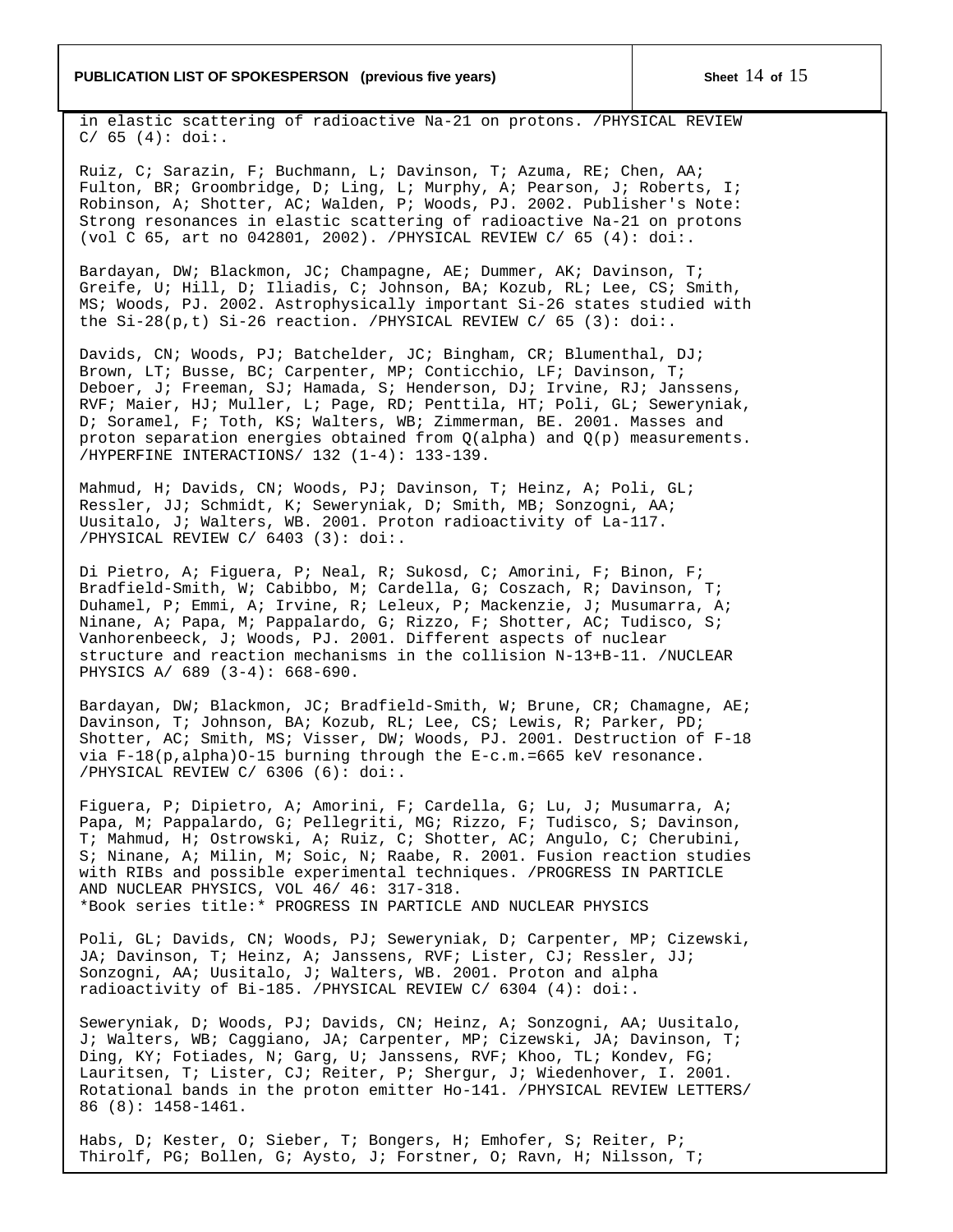in elastic scattering of radioactive Na-21 on protons. /PHYSICAL REVIEW C/ 65 (4): doi:.

Ruiz, C; Sarazin, F; Buchmann, L; Davinson, T; Azuma, RE; Chen, AA; Fulton, BR; Groombridge, D; Ling, L; Murphy, A; Pearson, J; Roberts, I; Robinson, A; Shotter, AC; Walden, P; Woods, PJ. 2002. Publisher's Note: Strong resonances in elastic scattering of radioactive Na-21 on protons (vol C 65, art no 042801, 2002). /PHYSICAL REVIEW C/ 65 (4): doi:.

Bardayan, DW; Blackmon, JC; Champagne, AE; Dummer, AK; Davinson, T; Greife, U; Hill, D; Iliadis, C; Johnson, BA; Kozub, RL; Lee, CS; Smith, MS; Woods, PJ. 2002. Astrophysically important Si-26 states studied with the Si-28(p,t) Si-26 reaction. /PHYSICAL REVIEW C/ 65 (3): doi:.

Davids, CN; Woods, PJ; Batchelder, JC; Bingham, CR; Blumenthal, DJ; Brown, LT; Busse, BC; Carpenter, MP; Conticchio, LF; Davinson, T; Deboer, J; Freeman, SJ; Hamada, S; Henderson, DJ; Irvine, RJ; Janssens, RVF; Maier, HJ; Muller, L; Page, RD; Penttila, HT; Poli, GL; Seweryniak, D; Soramel, F; Toth, KS; Walters, WB; Zimmerman, BE. 2001. Masses and proton separation energies obtained from Q(alpha) and Q(p) measurements. /HYPERFINE INTERACTIONS/ 132 (1-4): 133-139.

Mahmud, H; Davids, CN; Woods, PJ; Davinson, T; Heinz, A; Poli, GL; Ressler, JJ; Schmidt, K; Seweryniak, D; Smith, MB; Sonzogni, AA; Uusitalo, J; Walters, WB. 2001. Proton radioactivity of La-117. /PHYSICAL REVIEW C/ 6403 (3): doi:.

Di Pietro, A; Figuera, P; Neal, R; Sukosd, C; Amorini, F; Binon, F; Bradfield-Smith, W; Cabibbo, M; Cardella, G; Coszach, R; Davinson, T; Duhamel, P; Emmi, A; Irvine, R; Leleux, P; Mackenzie, J; Musumarra, A; Ninane, A; Papa, M; Pappalardo, G; Rizzo, F; Shotter, AC; Tudisco, S; Vanhorenbeeck, J; Woods, PJ. 2001. Different aspects of nuclear structure and reaction mechanisms in the collision N-13+B-11. /NUCLEAR PHYSICS A/ 689 (3-4): 668-690.

Bardayan, DW; Blackmon, JC; Bradfield-Smith, W; Brune, CR; Chamagne, AE; Davinson, T; Johnson, BA; Kozub, RL; Lee, CS; Lewis, R; Parker, PD; Shotter, AC; Smith, MS; Visser, DW; Woods, PJ. 2001. Destruction of F-18 via F-18(p,alpha)O-15 burning through the E-c.m.=665 keV resonance. /PHYSICAL REVIEW C/ 6306 (6): doi:.

Figuera, P; Dipietro, A; Amorini, F; Cardella, G; Lu, J; Musumarra, A; Papa, M; Pappalardo, G; Pellegriti, MG; Rizzo, F; Tudisco, S; Davinson, T; Mahmud, H; Ostrowski, A; Ruiz, C; Shotter, AC; Angulo, C; Cherubini, S; Ninane, A; Milin, M; Soic, N; Raabe, R. 2001. Fusion reaction studies with RIBs and possible experimental techniques. /PROGRESS IN PARTICLE AND NUCLEAR PHYSICS, VOL 46/ 46: 317-318.
*Book series title:* PROGRESS IN PARTICLE AND NUCLEAR PHYSICS

Poli, GL; Davids, CN; Woods, PJ; Seweryniak, D; Carpenter, MP; Cizewski, JA; Davinson, T; Heinz, A; Janssens, RVF; Lister, CJ; Ressler, JJ; Sonzogni, AA; Uusitalo, J; Walters, WB. 2001. Proton and alpha radioactivity of Bi-185. /PHYSICAL REVIEW C/ 6304 (4): doi:.

Seweryniak, D; Woods, PJ; Davids, CN; Heinz, A; Sonzogni, AA; Uusitalo, J; Walters, WB; Caggiano, JA; Carpenter, MP; Cizewski, JA; Davinson, T; Ding, KY; Fotiades, N; Garg, U; Janssens, RVF; Khoo, TL; Kondev, FG; Lauritsen, T; Lister, CJ; Reiter, P; Shergur, J; Wiedenhover, I. 2001. Rotational bands in the proton emitter Ho-141. /PHYSICAL REVIEW LETTERS/ 86 (8): 1458-1461.

Habs, D; Kester, O; Sieber, T; Bongers, H; Emhofer, S; Reiter, P; Thirolf, PG; Bollen, G; Aysto, J; Forstner, O; Ravn, H; Nilsson, T;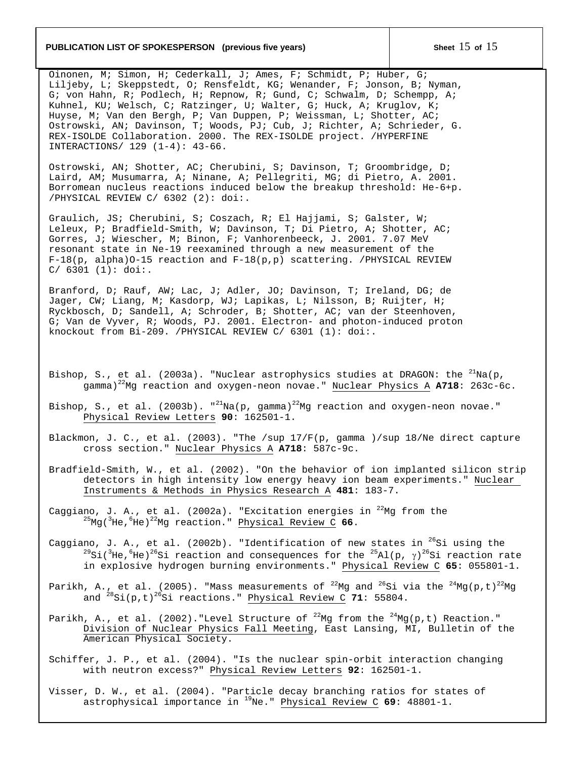**PUBLICATION LIST OF SPOKESPERSON (previous five years)**

Oinonen, M; Simon, H; Cederkall, J; Ames, F; Schmidt, P; Huber, G; Liljeby, L; Skeppstedt, O; Rensfeldt, KG; Wenander, F; Jonson, B; Nyman, G; von Hahn, R; Podlech, H; Repnow, R; Gund, C; Schwalm, D; Schempp, A; Kuhnel, KU; Welsch, C; Ratzinger, U; Walter, G; Huck, A; Kruglov, K; Huyse, M; Van den Bergh, P; Van Duppen, P; Weissman, L; Shotter, AC; Ostrowski, AN; Davinson, T; Woods, PJ; Cub, J; Richter, A; Schrieder, G. REX-ISOLDE Collaboration. 2000. The REX-ISOLDE project. /HYPERFINE INTERACTIONS/ 129 (1-4): 43-66.

Ostrowski, AN; Shotter, AC; Cherubini, S; Davinson, T; Groombridge, D; Laird, AM; Musumarra, A; Ninane, A; Pellegriti, MG; di Pietro, A. 2001. Borromean nucleus reactions induced below the breakup threshold: He-6+p. /PHYSICAL REVIEW C/ 6302 (2): doi:.

Graulich, JS; Cherubini, S; Coszach, R; El Hajjami, S; Galster, W; Leleux, P; Bradfield-Smith, W; Davinson, T; Di Pietro, A; Shotter, AC; Gorres, J; Wiescher, M; Binon, F; Vanhorenbeeck, J. 2001. 7.07 MeV resonant state in Ne-19 reexamined through a new measurement of the F-18(p, alpha)O-15 reaction and F-18(p,p) scattering. /PHYSICAL REVIEW C/ 6301 (1): doi:.

Branford, D; Rauf, AW; Lac, J; Adler, JO; Davinson, T; Ireland, DG; de Jager, CW; Liang, M; Kasdorp, WJ; Lapikas, L; Nilsson, B; Ruijter, H; Ryckbosch, D; Sandell, A; Schroder, B; Shotter, AC; van der Steenhoven, G; Van de Vyver, R; Woods, PJ. 2001. Electron- and photon-induced proton knockout from Bi-209. /PHYSICAL REVIEW C/ 6301 (1): doi:.

Bishop, S., et al. (2003a). "Nuclear astrophysics studies at DRAGON: the $^{21}$Na(p, gamma)$^{22}$Mg reaction and oxygen-neon novae." Nuclear Physics A **A718**: 263c-6c.

Bishop, S., et al. (2003b). "$^{21}$Na(p, gamma)$^{22}$Mg reaction and oxygen-neon novae." Physical Review Letters **90**: 162501-1.

Blackmon, J. C., et al. (2003). "The /sup 17/F(p, gamma )/sup 18/Ne direct capture cross section." Nuclear Physics A **A718**: 587c-9c.

Bradfield-Smith, W., et al. (2002). "On the behavior of ion implanted silicon strip detectors in high intensity low energy heavy ion beam experiments." Nuclear Instruments & Methods in Physics Research A **481**: 183-7.

Caggiano, J. A., et al. (2002a). "Excitation energies in $^{22}$Mg from the $^{25}$Mg($^{3}$He,$^{6}$He)$^{22}$Mg reaction." Physical Review C **66**.

Caggiano, J. A., et al. (2002b). "Identification of new states in $^{26}$Si using the $^{29}$Si($^{3}$He,$^{6}$He)$^{26}$Si reaction and consequences for the $^{25}$Al(p, $\gamma$)$^{26}$Si reaction rate in explosive hydrogen burning environments." Physical Review C **65**: 055801-1.

Parikh, A., et al. (2005). "Mass measurements of $^{22}$Mg and $^{26}$Si via the $^{24}$Mg(p,t)$^{22}$Mg and $^{28}$Si(p,t)$^{26}$Si reactions." Physical Review C **71**: 55804.

Parikh, A., et al. (2002)."Level Structure of $^{22}$Mg from the $^{24}$Mg(p,t) Reaction." Division of Nuclear Physics Fall Meeting, East Lansing, MI, Bulletin of the American Physical Society.

Schiffer, J. P., et al. (2004). "Is the nuclear spin-orbit interaction changing with neutron excess?" Physical Review Letters **92**: 162501-1.

Visser, D. W., et al. (2004). "Particle decay branching ratios for states of astrophysical importance in $^{19}$Ne." Physical Review C **69**: 48801-1.